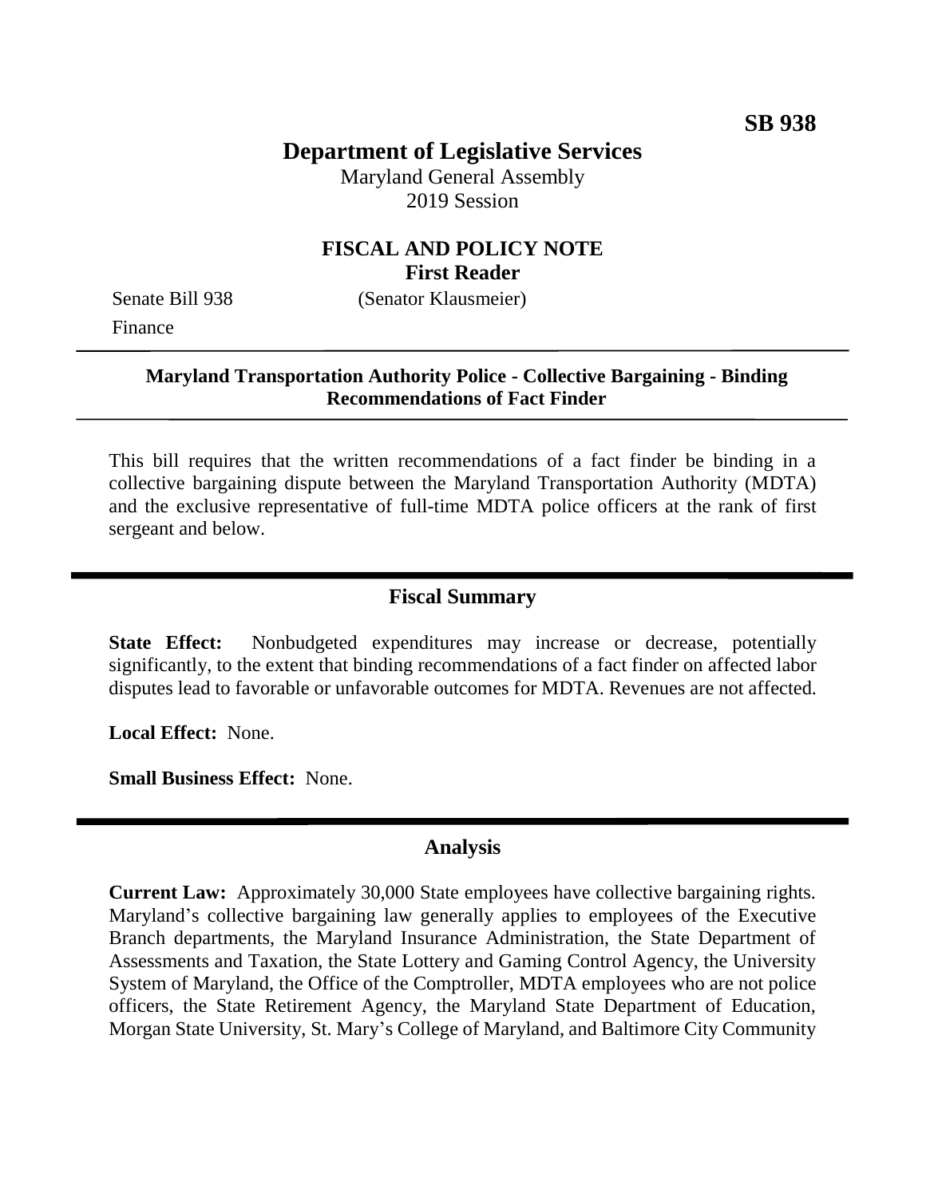**SB 938**

# Department of Legislative Services

Maryland General Assembly
2019 Session

## FISCAL AND POLICY NOTE
**First Reader**

Senate Bill 938 (Senator Klausmeier)
Finance

---

**Maryland Transportation Authority Police - Collective Bargaining - Binding Recommendations of Fact Finder**

---

This bill requires that the written recommendations of a fact finder be binding in a collective bargaining dispute between the Maryland Transportation Authority (MDTA) and the exclusive representative of full-time MDTA police officers at the rank of first sergeant and below.

## Fiscal Summary

**State Effect:** Nonbudgeted expenditures may increase or decrease, potentially significantly, to the extent that binding recommendations of a fact finder on affected labor disputes lead to favorable or unfavorable outcomes for MDTA. Revenues are not affected.

**Local Effect:** None.

**Small Business Effect:** None.

## Analysis

**Current Law:** Approximately 30,000 State employees have collective bargaining rights. Maryland's collective bargaining law generally applies to employees of the Executive Branch departments, the Maryland Insurance Administration, the State Department of Assessments and Taxation, the State Lottery and Gaming Control Agency, the University System of Maryland, the Office of the Comptroller, MDTA employees who are not police officers, the State Retirement Agency, the Maryland State Department of Education, Morgan State University, St. Mary's College of Maryland, and Baltimore City Community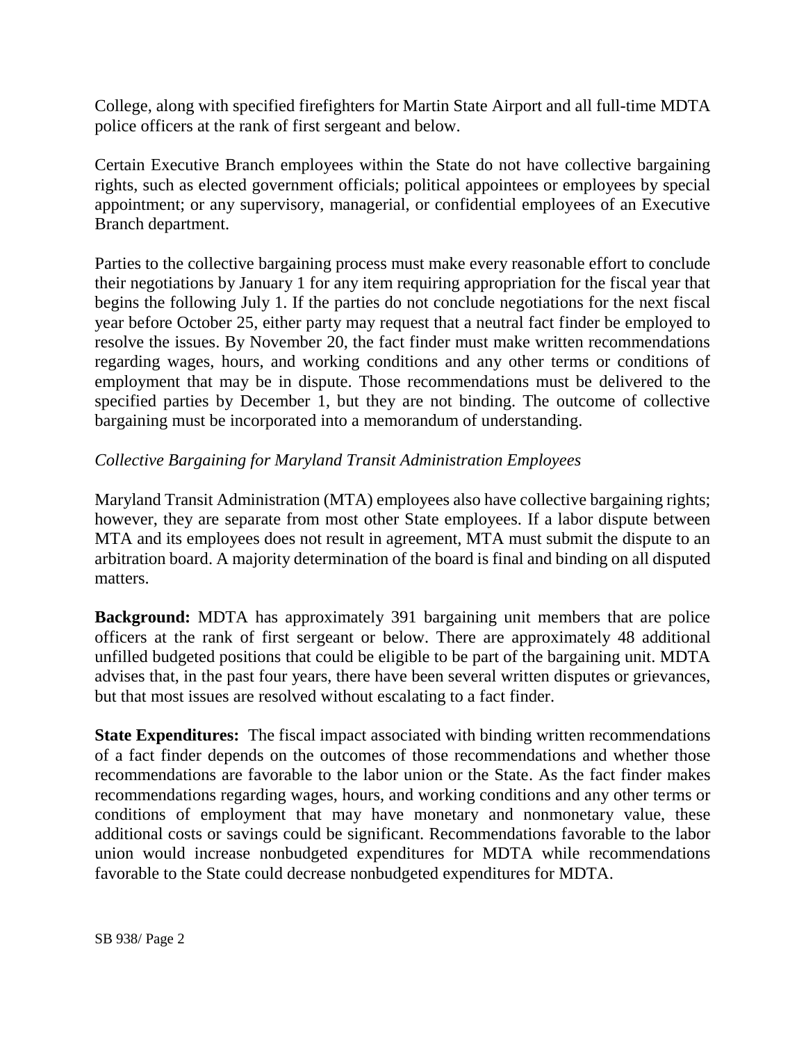College, along with specified firefighters for Martin State Airport and all full-time MDTA police officers at the rank of first sergeant and below.

Certain Executive Branch employees within the State do not have collective bargaining rights, such as elected government officials; political appointees or employees by special appointment; or any supervisory, managerial, or confidential employees of an Executive Branch department.

Parties to the collective bargaining process must make every reasonable effort to conclude their negotiations by January 1 for any item requiring appropriation for the fiscal year that begins the following July 1. If the parties do not conclude negotiations for the next fiscal year before October 25, either party may request that a neutral fact finder be employed to resolve the issues. By November 20, the fact finder must make written recommendations regarding wages, hours, and working conditions and any other terms or conditions of employment that may be in dispute. Those recommendations must be delivered to the specified parties by December 1, but they are not binding. The outcome of collective bargaining must be incorporated into a memorandum of understanding.

*Collective Bargaining for Maryland Transit Administration Employees*

Maryland Transit Administration (MTA) employees also have collective bargaining rights; however, they are separate from most other State employees. If a labor dispute between MTA and its employees does not result in agreement, MTA must submit the dispute to an arbitration board. A majority determination of the board is final and binding on all disputed matters.

**Background:** MDTA has approximately 391 bargaining unit members that are police officers at the rank of first sergeant or below. There are approximately 48 additional unfilled budgeted positions that could be eligible to be part of the bargaining unit. MDTA advises that, in the past four years, there have been several written disputes or grievances, but that most issues are resolved without escalating to a fact finder.

**State Expenditures:** The fiscal impact associated with binding written recommendations of a fact finder depends on the outcomes of those recommendations and whether those recommendations are favorable to the labor union or the State. As the fact finder makes recommendations regarding wages, hours, and working conditions and any other terms or conditions of employment that may have monetary and nonmonetary value, these additional costs or savings could be significant. Recommendations favorable to the labor union would increase nonbudgeted expenditures for MDTA while recommendations favorable to the State could decrease nonbudgeted expenditures for MDTA.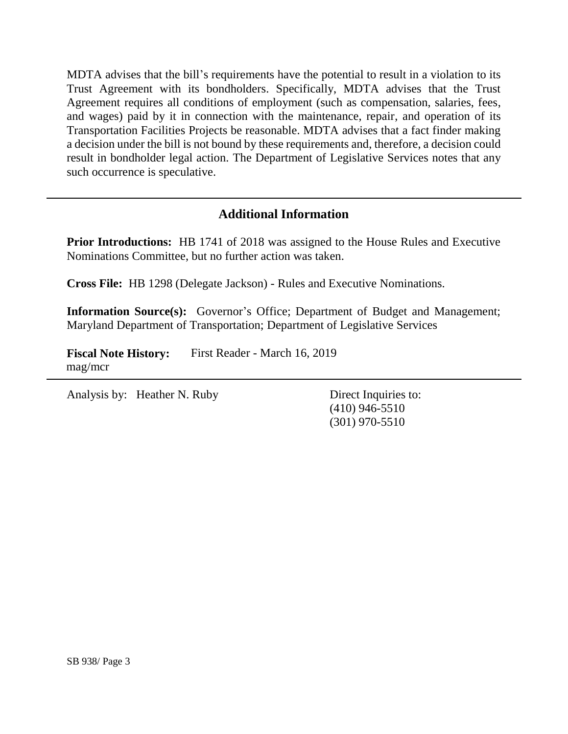MDTA advises that the bill's requirements have the potential to result in a violation to its Trust Agreement with its bondholders. Specifically, MDTA advises that the Trust Agreement requires all conditions of employment (such as compensation, salaries, fees, and wages) paid by it in connection with the maintenance, repair, and operation of its Transportation Facilities Projects be reasonable. MDTA advises that a fact finder making a decision under the bill is not bound by these requirements and, therefore, a decision could result in bondholder legal action. The Department of Legislative Services notes that any such occurrence is speculative.

## Additional Information

**Prior Introductions:** HB 1741 of 2018 was assigned to the House Rules and Executive Nominations Committee, but no further action was taken.

**Cross File:** HB 1298 (Delegate Jackson) - Rules and Executive Nominations.

**Information Source(s):** Governor's Office; Department of Budget and Management; Maryland Department of Transportation; Department of Legislative Services

**Fiscal Note History:** First Reader - March 16, 2019
mag/mcr

Analysis by: Heather N. Ruby

Direct Inquiries to:
(410) 946-5510
(301) 970-5510